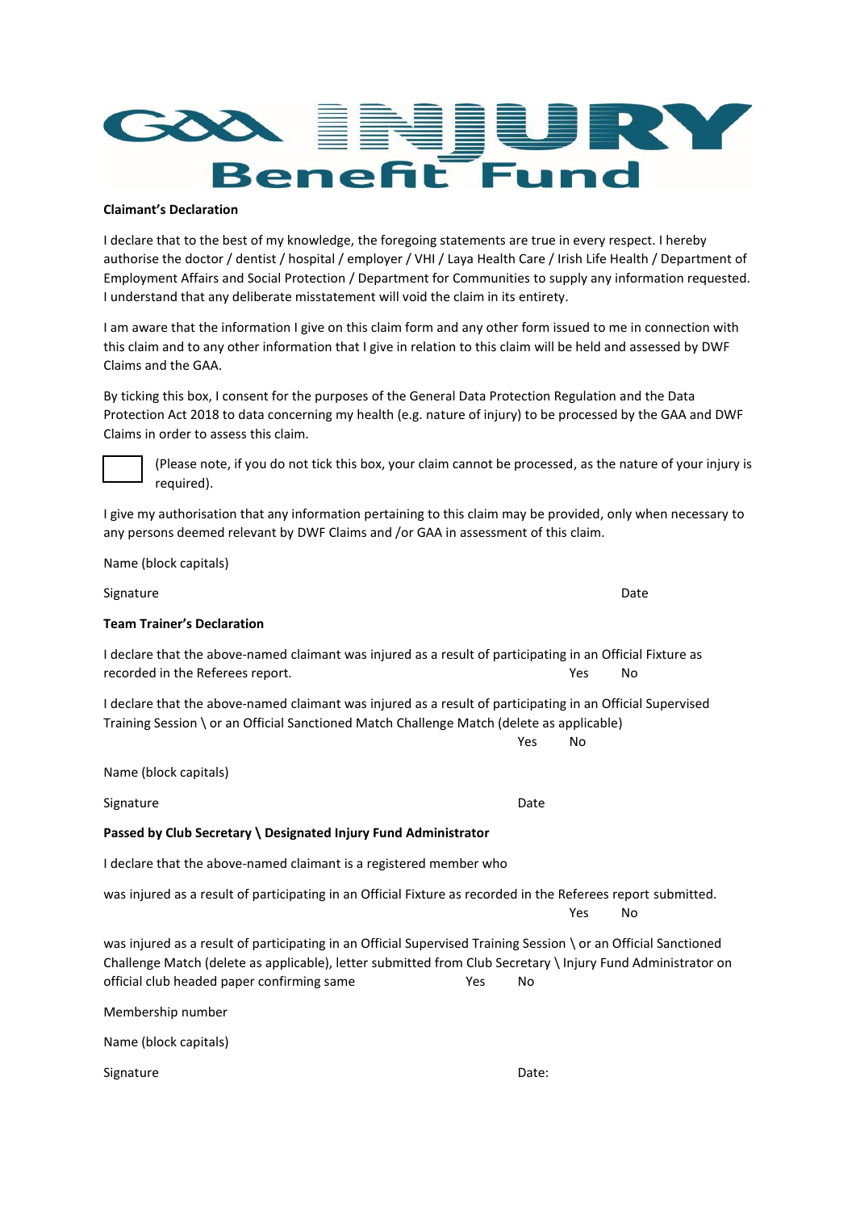# GAA INJURY Benefit Fund

**Claimant's Declaration**

I declare that to the best of my knowledge, the foregoing statements are true in every respect. I hereby authorise the doctor / dentist / hospital / employer / VHI / Laya Health Care / Irish Life Health / Department of Employment Affairs and Social Protection / Department for Communities to supply any information requested. I understand that any deliberate misstatement will void the claim in its entirety.

I am aware that the information I give on this claim form and any other form issued to me in connection with this claim and to any other information that I give in relation to this claim will be held and assessed by DWF Claims and the GAA.

By ticking this box, I consent for the purposes of the General Data Protection Regulation and the Data Protection Act 2018 to data concerning my health (e.g. nature of injury) to be processed by the GAA and DWF Claims in order to assess this claim.

☐ (Please note, if you do not tick this box, your claim cannot be processed, as the nature of your injury is required).

I give my authorisation that any information pertaining to this claim may be provided, only when necessary to any persons deemed relevant by DWF Claims and /or GAA in assessment of this claim.

Name (block capitals)

Signature Date

**Team Trainer's Declaration**

I declare that the above-named claimant was injured as a result of participating in an Official Fixture as recorded in the Referees report. Yes No

I declare that the above-named claimant was injured as a result of participating in an Official Supervised Training Session \ or an Official Sanctioned Match Challenge Match (delete as applicable)
Yes No

Name (block capitals)

Signature Date

**Passed by Club Secretary \ Designated Injury Fund Administrator**

I declare that the above-named claimant is a registered member who

was injured as a result of participating in an Official Fixture as recorded in the Referees report submitted.
Yes No

was injured as a result of participating in an Official Supervised Training Session \ or an Official Sanctioned Challenge Match (delete as applicable), letter submitted from Club Secretary \ Injury Fund Administrator on official club headed paper confirming same Yes No

Membership number

Name (block capitals)

Signature Date: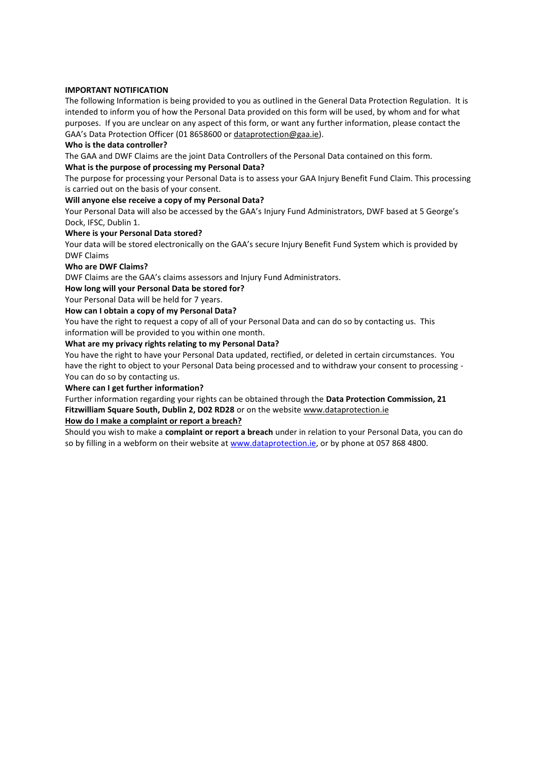**IMPORTANT NOTIFICATION**

The following Information is being provided to you as outlined in the General Data Protection Regulation. It is intended to inform you of how the Personal Data provided on this form will be used, by whom and for what purposes. If you are unclear on any aspect of this form, or want any further information, please contact the GAA's Data Protection Officer (01 8658600 or dataprotection@gaa.ie).

**Who is the data controller?**

The GAA and DWF Claims are the joint Data Controllers of the Personal Data contained on this form.

**What is the purpose of processing my Personal Data?**

The purpose for processing your Personal Data is to assess your GAA Injury Benefit Fund Claim. This processing is carried out on the basis of your consent.

**Will anyone else receive a copy of my Personal Data?**

Your Personal Data will also be accessed by the GAA's Injury Fund Administrators, DWF based at 5 George's Dock, IFSC, Dublin 1.

**Where is your Personal Data stored?**

Your data will be stored electronically on the GAA's secure Injury Benefit Fund System which is provided by DWF Claims

**Who are DWF Claims?**

DWF Claims are the GAA's claims assessors and Injury Fund Administrators.

**How long will your Personal Data be stored for?**

Your Personal Data will be held for 7 years.

**How can I obtain a copy of my Personal Data?**

You have the right to request a copy of all of your Personal Data and can do so by contacting us. This information will be provided to you within one month.

**What are my privacy rights relating to my Personal Data?**

You have the right to have your Personal Data updated, rectified, or deleted in certain circumstances. You have the right to object to your Personal Data being processed and to withdraw your consent to processing - You can do so by contacting us.

**Where can I get further information?**

Further information regarding your rights can be obtained through the **Data Protection Commission, 21 Fitzwilliam Square South, Dublin 2, D02 RD28** or on the website www.dataprotection.ie

**How do I make a complaint or report a breach?**

Should you wish to make a **complaint or report a breach** under in relation to your Personal Data, you can do so by filling in a webform on their website at www.dataprotection.ie, or by phone at 057 868 4800.